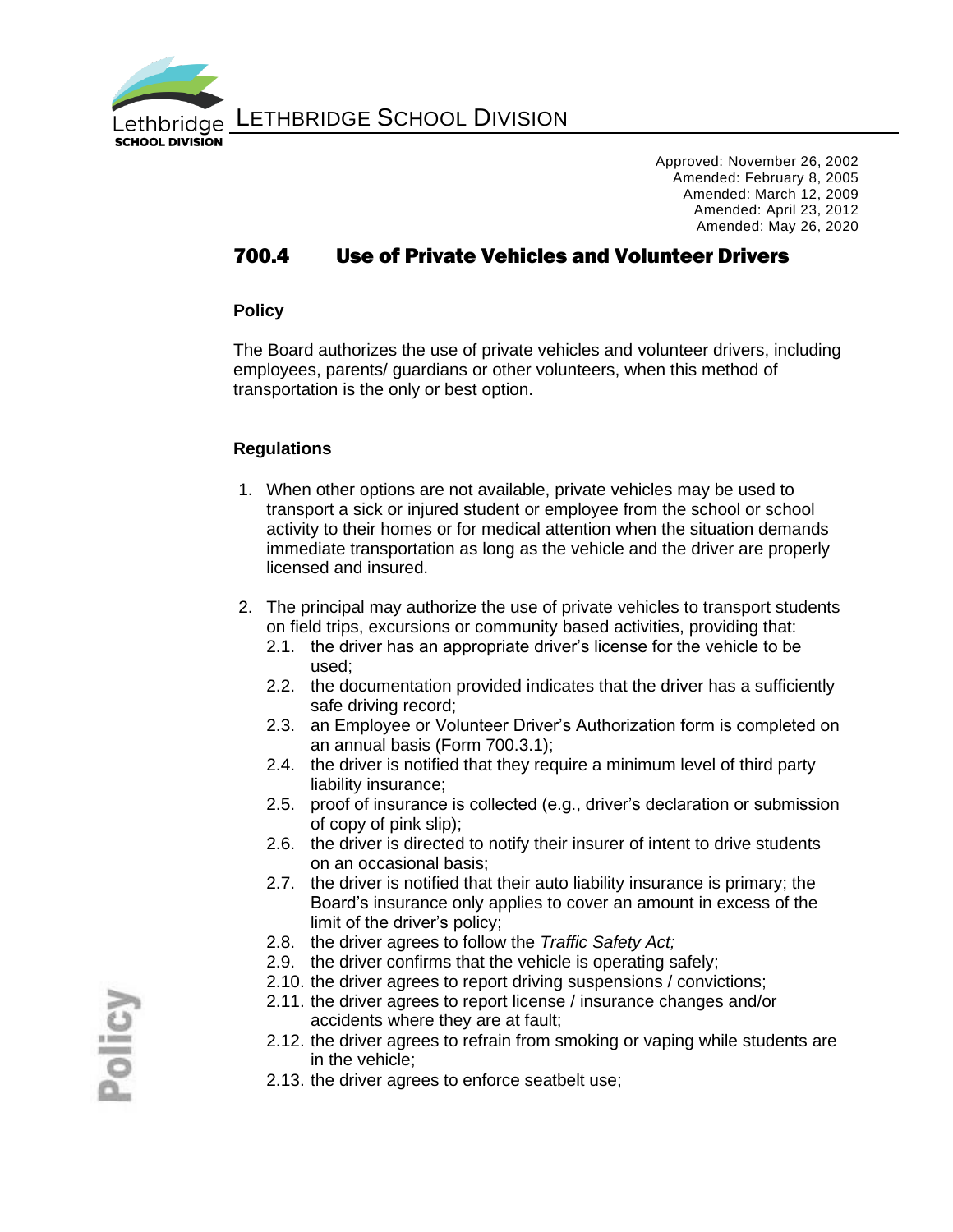LETHBRIDGE SCHOOL DIVISION

Approved: November 26, 2002
Amended: February 8, 2005
Amended: March 12, 2009
Amended: April 23, 2012
Amended: May 26, 2020

# 700.4 Use of Private Vehicles and Volunteer Drivers

## Policy

The Board authorizes the use of private vehicles and volunteer drivers, including employees, parents/ guardians or other volunteers, when this method of transportation is the only or best option.

## Regulations

1. When other options are not available, private vehicles may be used to transport a sick or injured student or employee from the school or school activity to their homes or for medical attention when the situation demands immediate transportation as long as the vehicle and the driver are properly licensed and insured.

2. The principal may authorize the use of private vehicles to transport students on field trips, excursions or community based activities, providing that:
   - 2.1. the driver has an appropriate driver's license for the vehicle to be used;
   - 2.2. the documentation provided indicates that the driver has a sufficiently safe driving record;
   - 2.3. an Employee or Volunteer Driver's Authorization form is completed on an annual basis (Form 700.3.1);
   - 2.4. the driver is notified that they require a minimum level of third party liability insurance;
   - 2.5. proof of insurance is collected (e.g., driver's declaration or submission of copy of pink slip);
   - 2.6. the driver is directed to notify their insurer of intent to drive students on an occasional basis;
   - 2.7. the driver is notified that their auto liability insurance is primary; the Board's insurance only applies to cover an amount in excess of the limit of the driver's policy;
   - 2.8. the driver agrees to follow the *Traffic Safety Act;*
   - 2.9. the driver confirms that the vehicle is operating safely;
   - 2.10. the driver agrees to report driving suspensions / convictions;
   - 2.11. the driver agrees to report license / insurance changes and/or accidents where they are at fault;
   - 2.12. the driver agrees to refrain from smoking or vaping while students are in the vehicle;
   - 2.13. the driver agrees to enforce seatbelt use;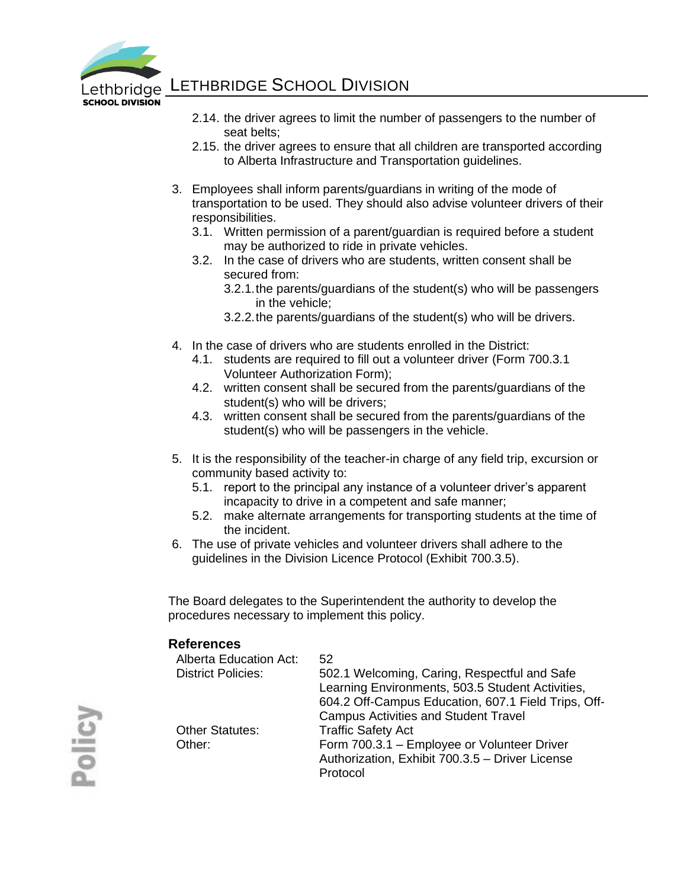2.14. the driver agrees to limit the number of passengers to the number of seat belts;

2.15. the driver agrees to ensure that all children are transported according to Alberta Infrastructure and Transportation guidelines.

3. Employees shall inform parents/guardians in writing of the mode of transportation to be used. They should also advise volunteer drivers of their responsibilities.
   3.1. Written permission of a parent/guardian is required before a student may be authorized to ride in private vehicles.
   3.2. In the case of drivers who are students, written consent shall be secured from:
      3.2.1. the parents/guardians of the student(s) who will be passengers in the vehicle;
      3.2.2. the parents/guardians of the student(s) who will be drivers.

4. In the case of drivers who are students enrolled in the District:
   4.1. students are required to fill out a volunteer driver (Form 700.3.1 Volunteer Authorization Form);
   4.2. written consent shall be secured from the parents/guardians of the student(s) who will be drivers;
   4.3. written consent shall be secured from the parents/guardians of the student(s) who will be passengers in the vehicle.

5. It is the responsibility of the teacher-in charge of any field trip, excursion or community based activity to:
   5.1. report to the principal any instance of a volunteer driver's apparent incapacity to drive in a competent and safe manner;
   5.2. make alternate arrangements for transporting students at the time of the incident.
6. The use of private vehicles and volunteer drivers shall adhere to the guidelines in the Division Licence Protocol (Exhibit 700.3.5).

The Board delegates to the Superintendent the authority to develop the procedures necessary to implement this policy.

## References

| | |
|---|---|
| Alberta Education Act: | 52 |
| District Policies: | 502.1 Welcoming, Caring, Respectful and Safe Learning Environments, 503.5 Student Activities, 604.2 Off-Campus Education, 607.1 Field Trips, Off-Campus Activities and Student Travel |
| Other Statutes: | Traffic Safety Act |
| Other: | Form 700.3.1 – Employee or Volunteer Driver Authorization, Exhibit 700.3.5 – Driver License Protocol |